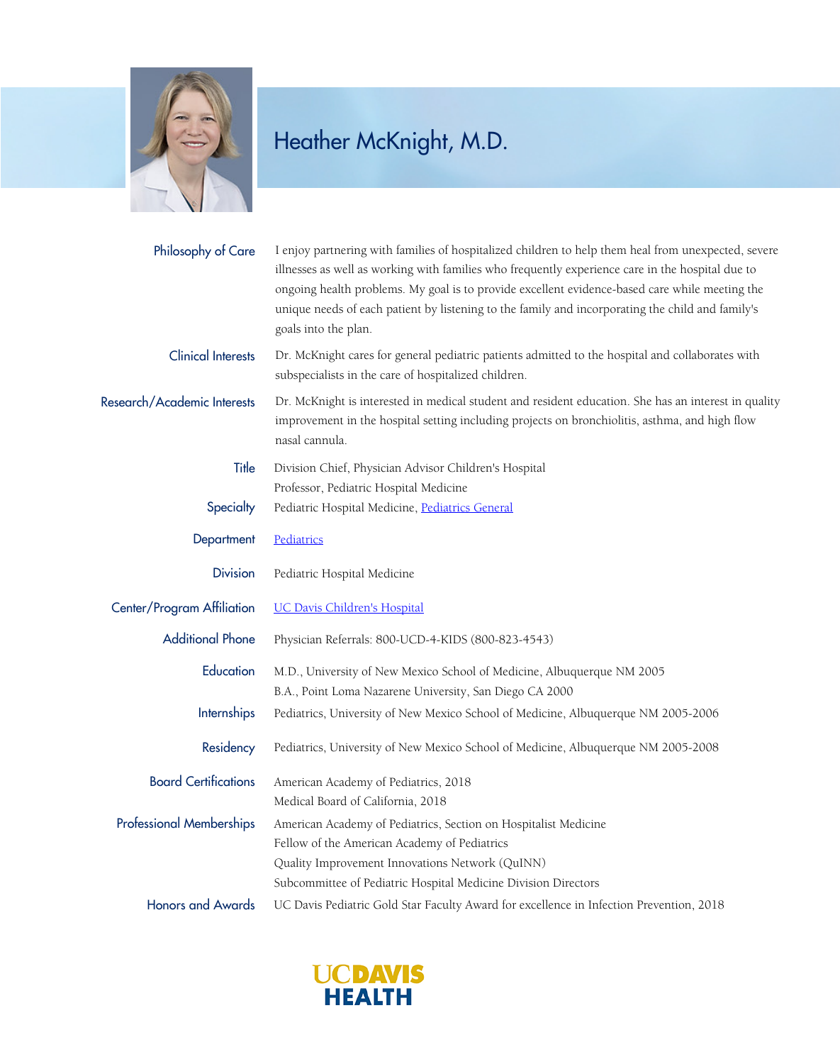# Heather McKnight, M.D.

**Philosophy of Care**
I enjoy partnering with families of hospitalized children to help them heal from unexpected, severe illnesses as well as working with families who frequently experience care in the hospital due to ongoing health problems. My goal is to provide excellent evidence-based care while meeting the unique needs of each patient by listening to the family and incorporating the child and family's goals into the plan.

**Clinical Interests**
Dr. McKnight cares for general pediatric patients admitted to the hospital and collaborates with subspecialists in the care of hospitalized children.

**Research/Academic Interests**
Dr. McKnight is interested in medical student and resident education. She has an interest in quality improvement in the hospital setting including projects on bronchiolitis, asthma, and high flow nasal cannula.

**Title**
Division Chief, Physician Advisor Children's Hospital
Professor, Pediatric Hospital Medicine

**Specialty**
Pediatric Hospital Medicine, Pediatrics General

**Department**
Pediatrics

**Division**
Pediatric Hospital Medicine

**Center/Program Affiliation**
UC Davis Children's Hospital

**Additional Phone**
Physician Referrals: 800-UCD-4-KIDS (800-823-4543)

**Education**
M.D., University of New Mexico School of Medicine, Albuquerque NM 2005
B.A., Point Loma Nazarene University, San Diego CA 2000

**Internships**
Pediatrics, University of New Mexico School of Medicine, Albuquerque NM 2005-2006

**Residency**
Pediatrics, University of New Mexico School of Medicine, Albuquerque NM 2005-2008

**Board Certifications**
American Academy of Pediatrics, 2018
Medical Board of California, 2018

**Professional Memberships**
American Academy of Pediatrics, Section on Hospitalist Medicine
Fellow of the American Academy of Pediatrics
Quality Improvement Innovations Network (QuINN)
Subcommittee of Pediatric Hospital Medicine Division Directors

**Honors and Awards**
UC Davis Pediatric Gold Star Faculty Award for excellence in Infection Prevention, 2018

UC DAVIS HEALTH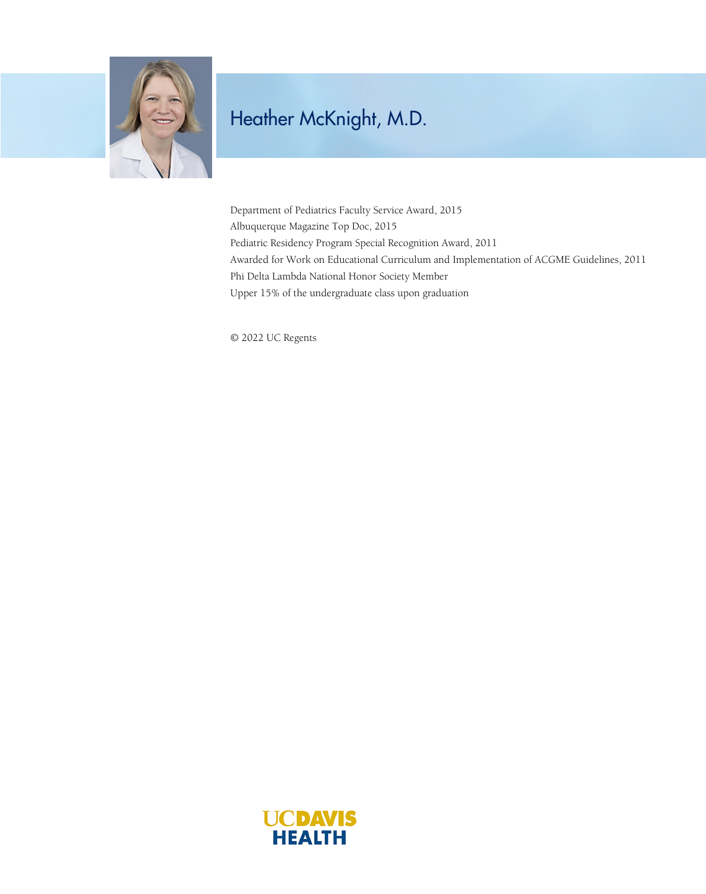# Heather McKnight, M.D.

Department of Pediatrics Faculty Service Award, 2015
Albuquerque Magazine Top Doc, 2015
Pediatric Residency Program Special Recognition Award, 2011
Awarded for Work on Educational Curriculum and Implementation of ACGME Guidelines, 2011
Phi Delta Lambda National Honor Society Member
Upper 15% of the undergraduate class upon graduation

© 2022 UC Regents

UCDAVIS HEALTH